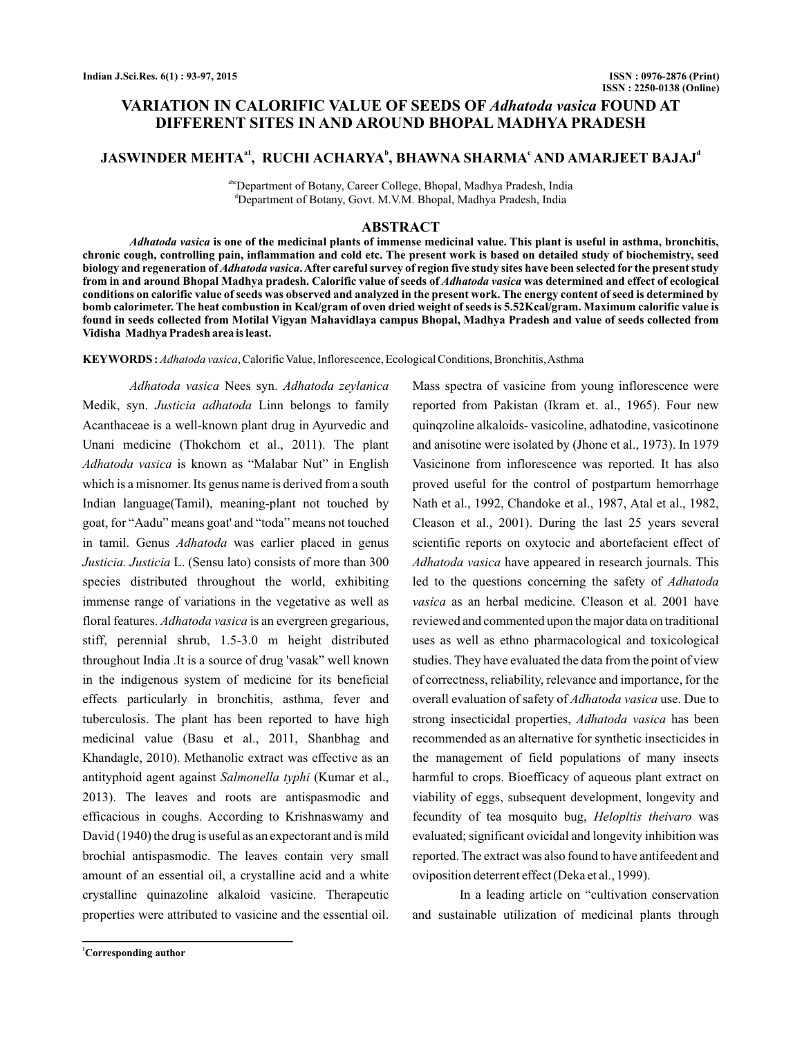# VARIATION IN CALORIFIC VALUE OF SEEDS OF *Adhatoda vasica* FOUND AT DIFFERENT SITES IN AND AROUND BHOPAL MADHYA PRADESH

**JASWINDER MEHTA[a1], RUCHI ACHARYA[b], BHAWNA SHARMA[c] AND AMARJEET BAJAJ[d]**

[abc]Department of Botany, Career College, Bhopal, Madhya Pradesh, India
[d]Department of Botany, Govt. M.V.M. Bhopal, Madhya Pradesh, India

## ABSTRACT

***Adhatoda vasica* is one of the medicinal plants of immense medicinal value. This plant is useful in asthma, bronchitis, chronic cough, controlling pain, inflammation and cold etc. The present work is based on detailed study of biochemistry, seed biology and regeneration of *Adhatoda vasica*. After careful survey of region five study sites have been selected for the present study from in and around Bhopal Madhya pradesh. Calorific value of seeds of *Adhatoda vasica* was determined and effect of ecological conditions on calorific value of seeds was observed and analyzed in the present work. The energy content of seed is determined by bomb calorimeter. The heat combustion in Kcal/gram of oven dried weight of seeds is 5.52Kcal/gram. Maximum calorific value is found in seeds collected from Motilal Vigyan Mahavidlaya campus Bhopal, Madhya Pradesh and value of seeds collected from Vidisha Madhya Pradesh area is least.**

**KEYWORDS :** *Adhatoda vasica*, Calorific Value, Inflorescence, Ecological Conditions, Bronchitis, Asthma

*Adhatoda vasica* Nees syn. *Adhatoda zeylanica* Medik, syn. *Justicia adhatoda* Linn belongs to family Acanthaceae is a well-known plant drug in Ayurvedic and Unani medicine (Thokchom et al., 2011). The plant *Adhatoda vasica* is known as "Malabar Nut" in English which is a misnomer. Its genus name is derived from a south Indian language(Tamil), meaning-plant not touched by goat, for "Aadu" means goat' and "toda" means not touched in tamil. Genus *Adhatoda* was earlier placed in genus *Justicia. Justicia* L. (Sensu lato) consists of more than 300 species distributed throughout the world, exhibiting immense range of variations in the vegetative as well as floral features. *Adhatoda vasica* is an evergreen gregarious, stiff, perennial shrub, 1.5-3.0 m height distributed throughout India .It is a source of drug 'vasak" well known in the indigenous system of medicine for its beneficial effects particularly in bronchitis, asthma, fever and tuberculosis. The plant has been reported to have high medicinal value (Basu et al., 2011, Shanbhag and Khandagle, 2010). Methanolic extract was effective as an antityphoid agent against *Salmonella typhi* (Kumar et al., 2013). The leaves and roots are antispasmodic and efficacious in coughs. According to Krishnaswamy and David (1940) the drug is useful as an expectorant and is mild brochial antispasmodic. The leaves contain very small amount of an essential oil, a crystalline acid and a white crystalline quinazoline alkaloid vasicine. Therapeutic properties were attributed to vasicine and the essential oil. Mass spectra of vasicine from young inflorescence were reported from Pakistan (Ikram et. al., 1965). Four new quinqzoline alkaloids- vasicoline, adhatodine, vasicotinone and anisotine were isolated by (Jhone et al., 1973). In 1979 Vasicinone from inflorescence was reported. It has also proved useful for the control of postpartum hemorrhage Nath et al., 1992, Chandoke et al., 1987, Atal et al., 1982, Cleason et al., 2001). During the last 25 years several scientific reports on oxytocic and abortefacient effect of *Adhatoda vasica* have appeared in research journals. This led to the questions concerning the safety of *Adhatoda vasica* as an herbal medicine. Cleason et al. 2001 have reviewed and commented upon the major data on traditional uses as well as ethno pharmacological and toxicological studies. They have evaluated the data from the point of view of correctness, reliability, relevance and importance, for the overall evaluation of safety of *Adhatoda vasica* use. Due to strong insecticidal properties, *Adhatoda vasica* has been recommended as an alternative for synthetic insecticides in the management of field populations of many insects harmful to crops. Bioefficacy of aqueous plant extract on viability of eggs, subsequent development, longevity and fecundity of tea mosquito bug, *Helopltis theivaro* was evaluated; significant ovicidal and longevity inhibition was reported. The extract was also found to have antifeedent and oviposition deterrent effect (Deka et al., 1999).

In a leading article on "cultivation conservation and sustainable utilization of medicinal plants through

[1]Corresponding author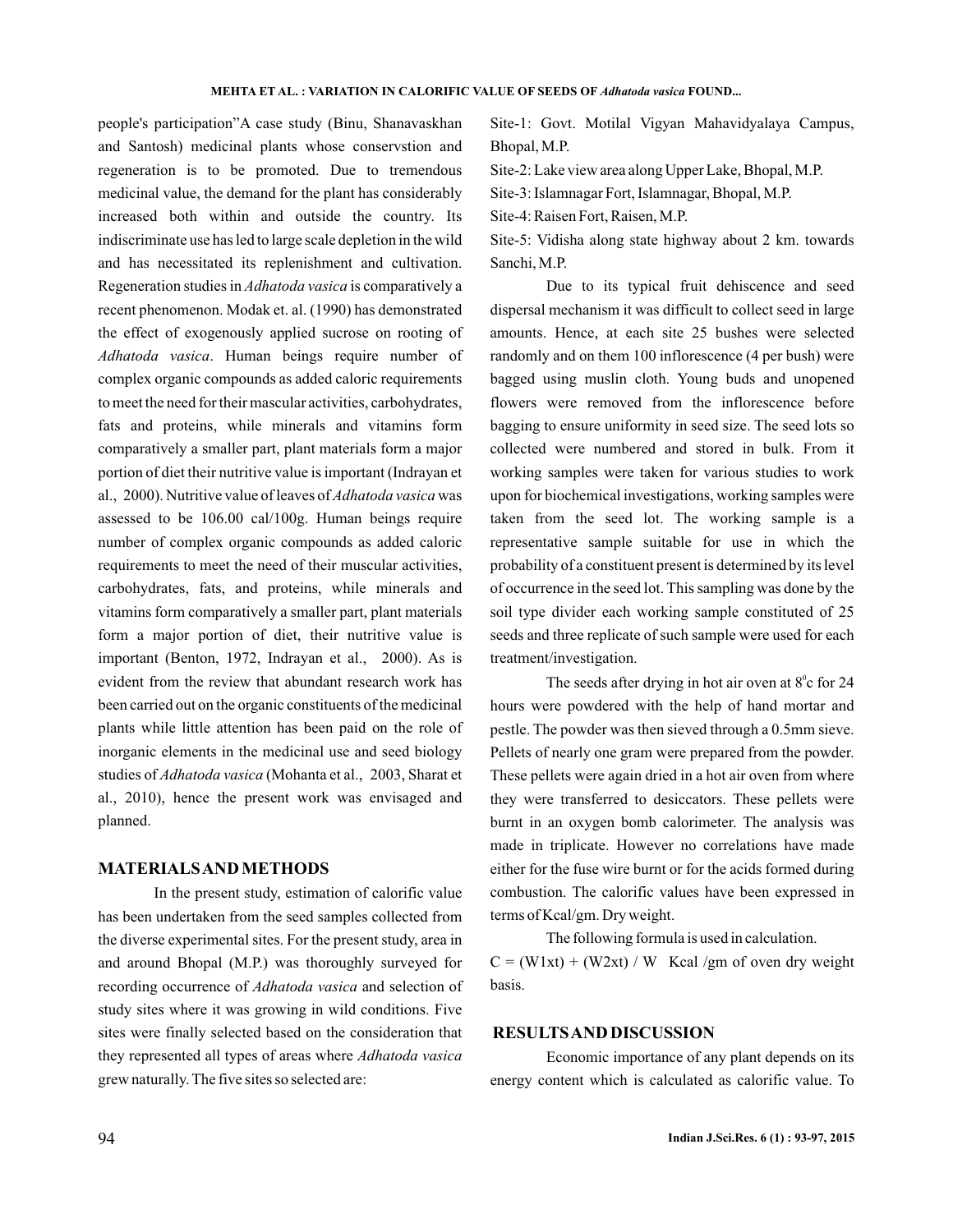people's participation"A case study (Binu, Shanavaskhan and Santosh) medicinal plants whose conservstion and regeneration is to be promoted. Due to tremendous medicinal value, the demand for the plant has considerably increased both within and outside the country. Its indiscriminate use has led to large scale depletion in the wild and has necessitated its replenishment and cultivation. Regeneration studies in *Adhatoda vasica* is comparatively a recent phenomenon. Modak et. al. (1990) has demonstrated the effect of exogenously applied sucrose on rooting of *Adhatoda vasica*. Human beings require number of complex organic compounds as added caloric requirements to meet the need for their mascular activities, carbohydrates, fats and proteins, while minerals and vitamins form comparatively a smaller part, plant materials form a major portion of diet their nutritive value is important (Indrayan et al., 2000). Nutritive value of leaves of *Adhatoda vasica* was assessed to be 106.00 cal/100g. Human beings require number of complex organic compounds as added caloric requirements to meet the need of their muscular activities, carbohydrates, fats, and proteins, while minerals and vitamins form comparatively a smaller part, plant materials form a major portion of diet, their nutritive value is important (Benton, 1972, Indrayan et al., 2000). As is evident from the review that abundant research work has been carried out on the organic constituents of the medicinal plants while little attention has been paid on the role of inorganic elements in the medicinal use and seed biology studies of *Adhatoda vasica* (Mohanta et al., 2003, Sharat et al., 2010), hence the present work was envisaged and planned.

## MATERIALS AND METHODS

In the present study, estimation of calorific value has been undertaken from the seed samples collected from the diverse experimental sites. For the present study, area in and around Bhopal (M.P.) was thoroughly surveyed for recording occurrence of *Adhatoda vasica* and selection of study sites where it was growing in wild conditions. Five sites were finally selected based on the consideration that they represented all types of areas where *Adhatoda vasica* grew naturally. The five sites so selected are:

Site-1: Govt. Motilal Vigyan Mahavidyalaya Campus, Bhopal, M.P.

Site-2: Lake view area along Upper Lake, Bhopal, M.P.

Site-3: Islamnagar Fort, Islamnagar, Bhopal, M.P.

Site-4: Raisen Fort, Raisen, M.P.

Site-5: Vidisha along state highway about 2 km. towards Sanchi, M.P.

Due to its typical fruit dehiscence and seed dispersal mechanism it was difficult to collect seed in large amounts. Hence, at each site 25 bushes were selected randomly and on them 100 inflorescence (4 per bush) were bagged using muslin cloth. Young buds and unopened flowers were removed from the inflorescence before bagging to ensure uniformity in seed size. The seed lots so collected were numbered and stored in bulk. From it working samples were taken for various studies to work upon for biochemical investigations, working samples were taken from the seed lot. The working sample is a representative sample suitable for use in which the probability of a constituent present is determined by its level of occurrence in the seed lot. This sampling was done by the soil type divider each working sample constituted of 25 seeds and three replicate of such sample were used for each treatment/investigation.

The seeds after drying in hot air oven at $8^{0}$c for 24 hours were powdered with the help of hand mortar and pestle. The powder was then sieved through a 0.5mm sieve. Pellets of nearly one gram were prepared from the powder. These pellets were again dried in a hot air oven from where they were transferred to desiccators. These pellets were burnt in an oxygen bomb calorimeter. The analysis was made in triplicate. However no correlations have made either for the fuse wire burnt or for the acids formed during combustion. The calorific values have been expressed in terms of Kcal/gm. Dry weight.

The following formula is used in calculation.

$C = (W1xt) + (W2xt) / W$ Kcal /gm of oven dry weight basis.

## RESULTS AND DISCUSSION

Economic importance of any plant depends on its energy content which is calculated as calorific value. To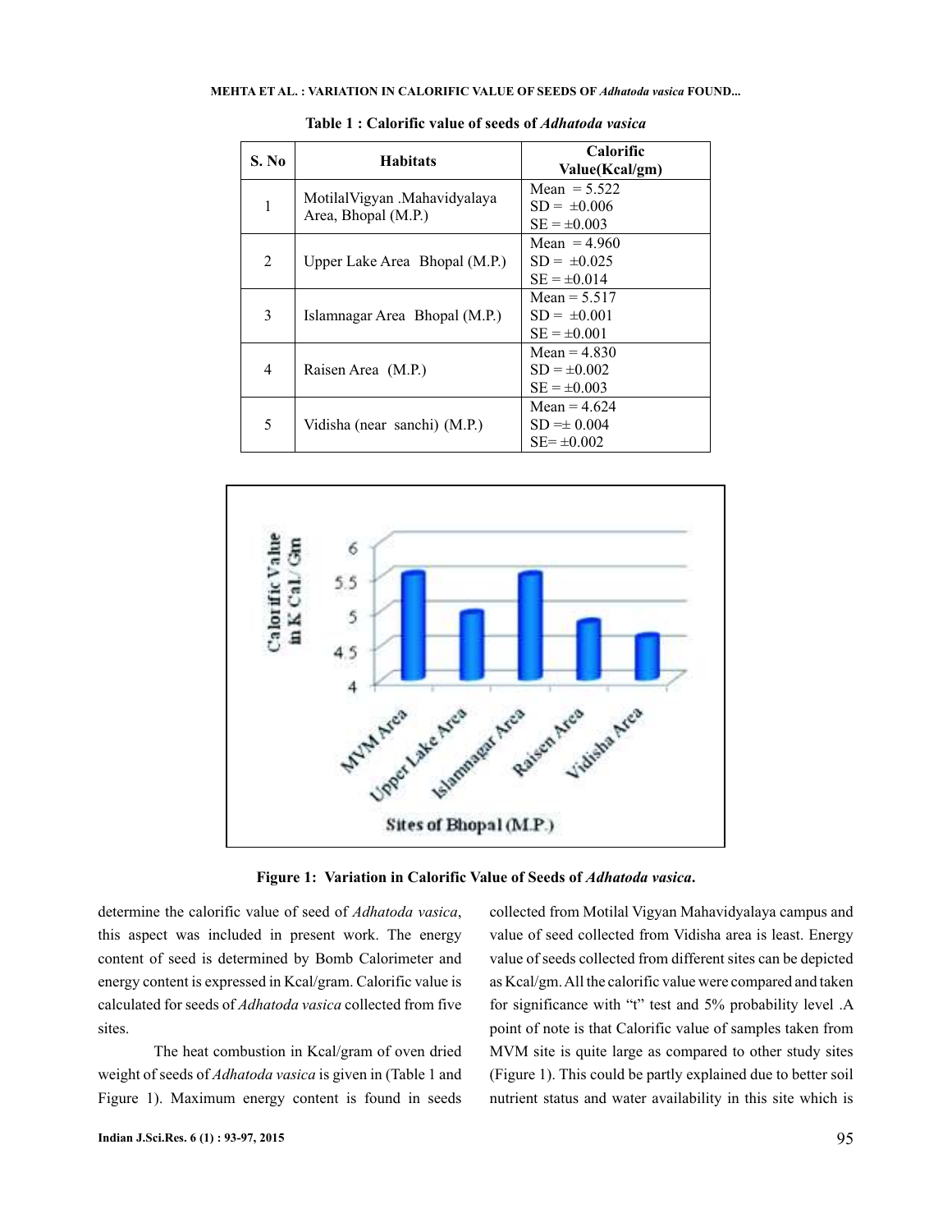**Table 1 : Calorific value of seeds of *Adhatoda vasica***

| S. No | Habitats | Calorific Value(Kcal/gm) |
|---|---|---|
| 1 | MotilalVigyan .Mahavidyalaya Area, Bhopal (M.P.) | Mean = 5.522<br>SD = ±0.006<br>SE = ±0.003 |
| 2 | Upper Lake Area Bhopal (M.P.) | Mean = 4.960<br>SD = ±0.025<br>SE = ±0.014 |
| 3 | Islamnagar Area Bhopal (M.P.) | Mean = 5.517<br>SD = ±0.001<br>SE = ±0.001 |
| 4 | Raisen Area (M.P.) | Mean = 4.830<br>SD = ±0.002<br>SE = ±0.003 |
| 5 | Vidisha (near sanchi) (M.P.) | Mean = 4.624<br>SD =± 0.004<br>SE= ±0.002 |

**Figure 1: Variation in Calorific Value of Seeds of *Adhatoda vasica*.**

determine the calorific value of seed of *Adhatoda vasica*, this aspect was included in present work. The energy content of seed is determined by Bomb Calorimeter and energy content is expressed in Kcal/gram. Calorific value is calculated for seeds of *Adhatoda vasica* collected from five sites.

The heat combustion in Kcal/gram of oven dried weight of seeds of *Adhatoda vasica* is given in (Table 1 and Figure 1). Maximum energy content is found in seeds collected from Motilal Vigyan Mahavidyalaya campus and value of seed collected from Vidisha area is least. Energy value of seeds collected from different sites can be depicted as Kcal/gm. All the calorific value were compared and taken for significance with "t" test and 5% probability level .A point of note is that Calorific value of samples taken from MVM site is quite large as compared to other study sites (Figure 1). This could be partly explained due to better soil nutrient status and water availability in this site which is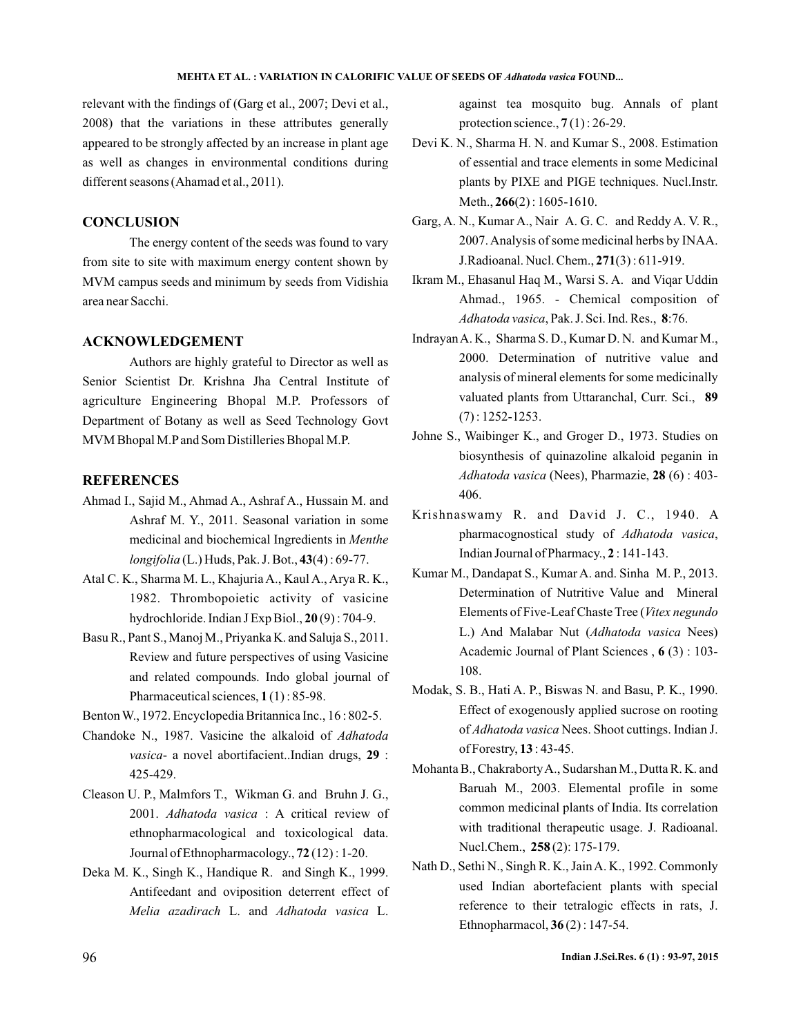relevant with the findings of (Garg et al., 2007; Devi et al., 2008) that the variations in these attributes generally appeared to be strongly affected by an increase in plant age as well as changes in environmental conditions during different seasons (Ahamad et al., 2011).

## CONCLUSION

The energy content of the seeds was found to vary from site to site with maximum energy content shown by MVM campus seeds and minimum by seeds from Vidishia area near Sacchi.

## ACKNOWLEDGEMENT

Authors are highly grateful to Director as well as Senior Scientist Dr. Krishna Jha Central Institute of agriculture Engineering Bhopal M.P. Professors of Department of Botany as well as Seed Technology Govt MVM Bhopal M.P and Som Distilleries Bhopal M.P.

## REFERENCES

Ahmad I., Sajid M., Ahmad A., Ashraf A., Hussain M. and Ashraf M. Y., 2011. Seasonal variation in some medicinal and biochemical Ingredients in *Menthe longifolia* (L.) Huds, Pak. J. Bot., **43**(4) : 69-77.

Atal C. K., Sharma M. L., Khajuria A., Kaul A., Arya R. K., 1982. Thrombopoietic activity of vasicine hydrochloride. Indian J Exp Biol., **20** (9) : 704-9.

Basu R., Pant S., Manoj M., Priyanka K. and Saluja S., 2011. Review and future perspectives of using Vasicine and related compounds. Indo global journal of Pharmaceutical sciences, **1** (1) : 85-98.

Benton W., 1972. Encyclopedia Britannica Inc., 16 : 802-5.

Chandoke N., 1987. Vasicine the alkaloid of *Adhatoda vasica*- a novel abortifacient..Indian drugs, **29** : 425-429.

Cleason U. P., Malmfors T., Wikman G. and Bruhn J. G., 2001. *Adhatoda vasica* : A critical review of ethnopharmacological and toxicological data. Journal of Ethnopharmacology., **72** (12) : 1-20.

Deka M. K., Singh K., Handique R. and Singh K., 1999. Antifeedant and oviposition deterrent effect of *Melia azadirach* L. and *Adhatoda vasica* L. against tea mosquito bug. Annals of plant protection science., **7** (1) : 26-29.

Devi K. N., Sharma H. N. and Kumar S., 2008. Estimation of essential and trace elements in some Medicinal plants by PIXE and PIGE techniques. Nucl.Instr. Meth., **266**(2) : 1605-1610.

Garg, A. N., Kumar A., Nair A. G. C. and Reddy A. V. R., 2007. Analysis of some medicinal herbs by INAA. J.Radioanal. Nucl. Chem., **271**(3) : 611-919.

Ikram M., Ehasanul Haq M., Warsi S. A. and Viqar Uddin Ahmad., 1965. - Chemical composition of *Adhatoda vasica*, Pak. J. Sci. Ind. Res., **8**:76.

Indrayan A. K., Sharma S. D., Kumar D. N. and Kumar M., 2000. Determination of nutritive value and analysis of mineral elements for some medicinally valuated plants from Uttaranchal, Curr. Sci., **89** (7) : 1252-1253.

Johne S., Waibinger K., and Groger D., 1973. Studies on biosynthesis of quinazoline alkaloid peganin in *Adhatoda vasica* (Nees), Pharmazie, **28** (6) : 403-406.

Krishnaswamy R. and David J. C., 1940. A pharmacognostical study of *Adhatoda vasica*, Indian Journal of Pharmacy., **2** : 141-143.

Kumar M., Dandapat S., Kumar A. and. Sinha M. P., 2013. Determination of Nutritive Value and Mineral Elements of Five-Leaf Chaste Tree (*Vitex negundo* L.) And Malabar Nut (*Adhatoda vasica* Nees) Academic Journal of Plant Sciences , **6** (3) : 103-108.

Modak, S. B., Hati A. P., Biswas N. and Basu, P. K., 1990. Effect of exogenously applied sucrose on rooting of *Adhatoda vasica* Nees. Shoot cuttings. Indian J. of Forestry, **13** : 43-45.

Mohanta B., Chakraborty A., Sudarshan M., Dutta R. K. and Baruah M., 2003. Elemental profile in some common medicinal plants of India. Its correlation with traditional therapeutic usage. J. Radioanal. Nucl.Chem., **258** (2): 175-179.

Nath D., Sethi N., Singh R. K., Jain A. K., 1992. Commonly used Indian abortefacient plants with special reference to their tetralogic effects in rats, J. Ethnopharmacol, **36** (2) : 147-54.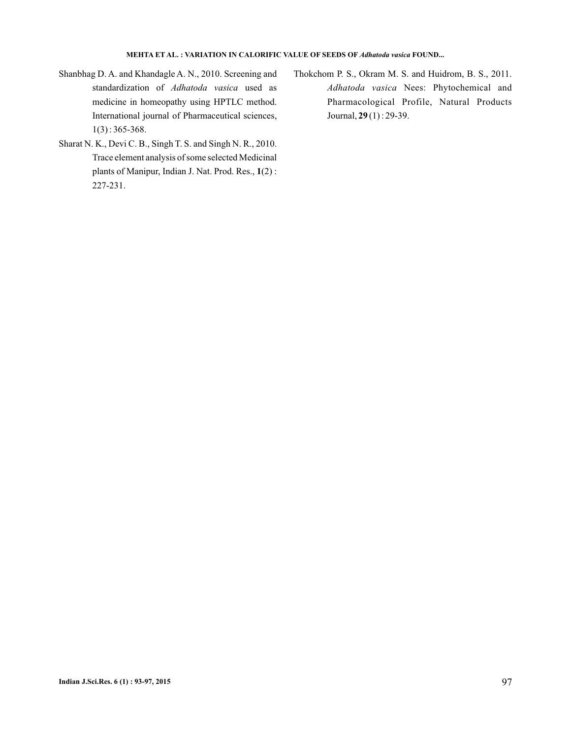Shanbhag D. A. and Khandagle A. N., 2010. Screening and standardization of *Adhatoda vasica* used as medicine in homeopathy using HPTLC method. International journal of Pharmaceutical sciences, 1(3) : 365-368.

Sharat N. K., Devi C. B., Singh T. S. and Singh N. R., 2010. Trace element analysis of some selected Medicinal plants of Manipur, Indian J. Nat. Prod. Res., **1**(2) : 227-231.

Thokchom P. S., Okram M. S. and Huidrom, B. S., 2011. *Adhatoda vasica* Nees: Phytochemical and Pharmacological Profile, Natural Products Journal, **29** (1) : 29-39.